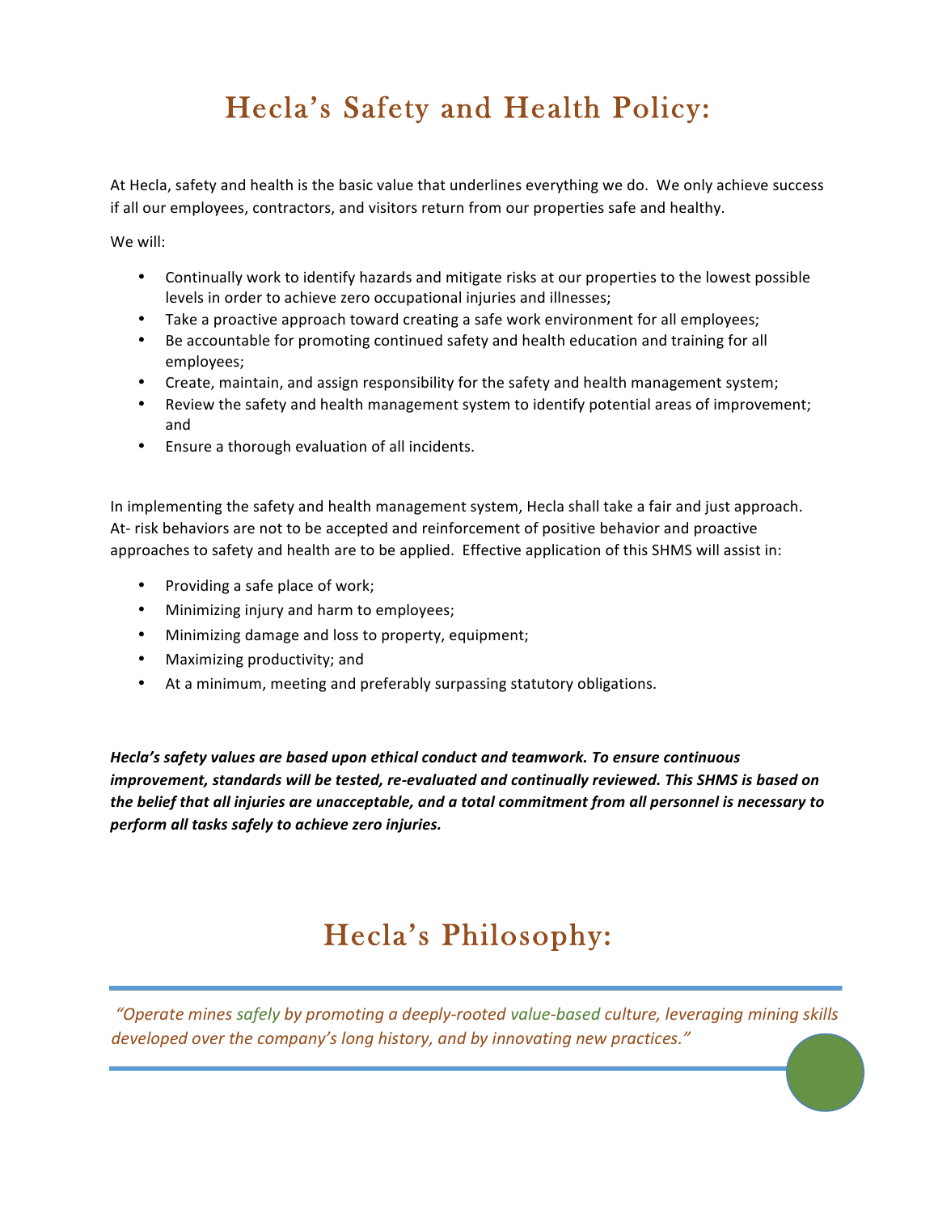# Hecla's Safety and Health Policy:

At Hecla, safety and health is the basic value that underlines everything we do. We only achieve success if all our employees, contractors, and visitors return from our properties safe and healthy.

We will:

- Continually work to identify hazards and mitigate risks at our properties to the lowest possible levels in order to achieve zero occupational injuries and illnesses;
- Take a proactive approach toward creating a safe work environment for all employees;
- Be accountable for promoting continued safety and health education and training for all employees;
- Create, maintain, and assign responsibility for the safety and health management system;
- Review the safety and health management system to identify potential areas of improvement; and
- Ensure a thorough evaluation of all incidents.

In implementing the safety and health management system, Hecla shall take a fair and just approach. At- risk behaviors are not to be accepted and reinforcement of positive behavior and proactive approaches to safety and health are to be applied. Effective application of this SHMS will assist in:

- Providing a safe place of work;
- Minimizing injury and harm to employees;
- Minimizing damage and loss to property, equipment;
- Maximizing productivity; and
- At a minimum, meeting and preferably surpassing statutory obligations.

***Hecla's safety values are based upon ethical conduct and teamwork. To ensure continuous improvement, standards will be tested, re-evaluated and continually reviewed. This SHMS is based on the belief that all injuries are unacceptable, and a total commitment from all personnel is necessary to perform all tasks safely to achieve zero injuries.***

# Hecla's Philosophy:

*"Operate mines safely by promoting a deeply-rooted value-based culture, leveraging mining skills developed over the company's long history, and by innovating new practices."*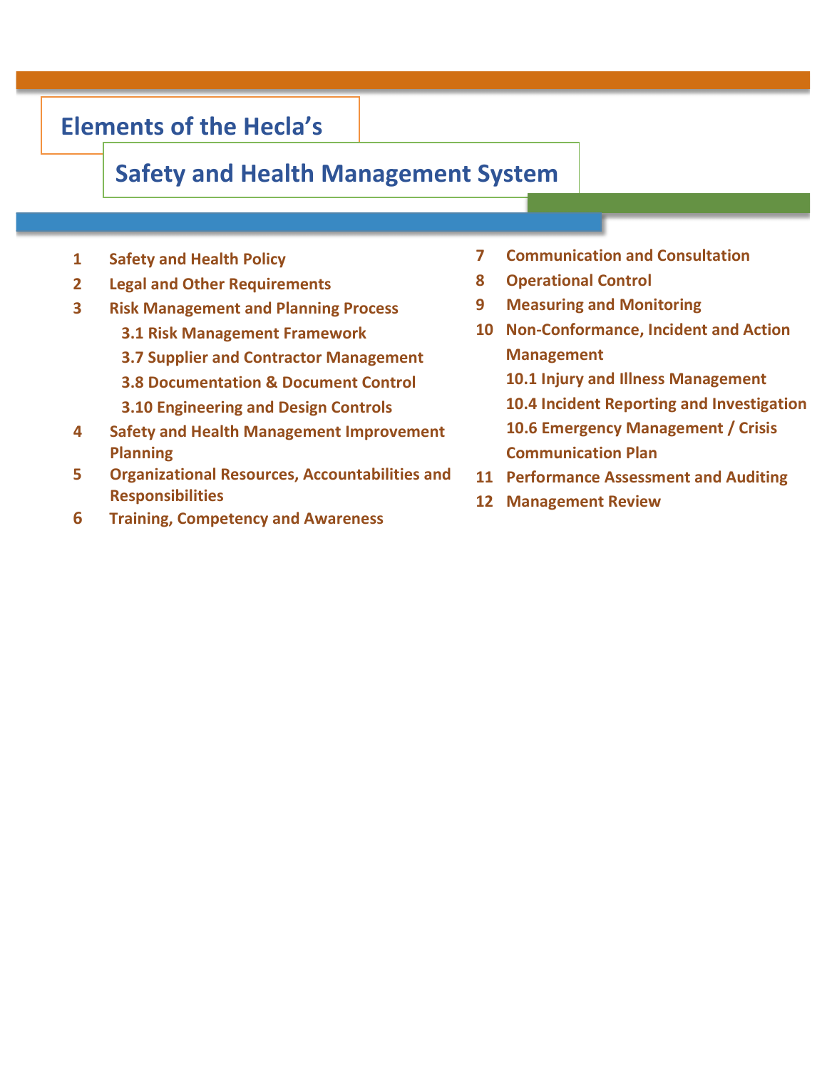# Elements of the Hecla's

## Safety and Health Management System

1. Safety and Health Policy
2. Legal and Other Requirements
3. Risk Management and Planning Process
   - 3.1 Risk Management Framework
   - 3.7 Supplier and Contractor Management
   - 3.8 Documentation & Document Control
   - 3.10 Engineering and Design Controls
4. Safety and Health Management Improvement Planning
5. Organizational Resources, Accountabilities and Responsibilities
6. Training, Competency and Awareness
7. Communication and Consultation
8. Operational Control
9. Measuring and Monitoring
10. Non-Conformance, Incident and Action Management
    - 10.1 Injury and Illness Management
    - 10.4 Incident Reporting and Investigation
    - 10.6 Emergency Management / Crisis Communication Plan
11. Performance Assessment and Auditing
12. Management Review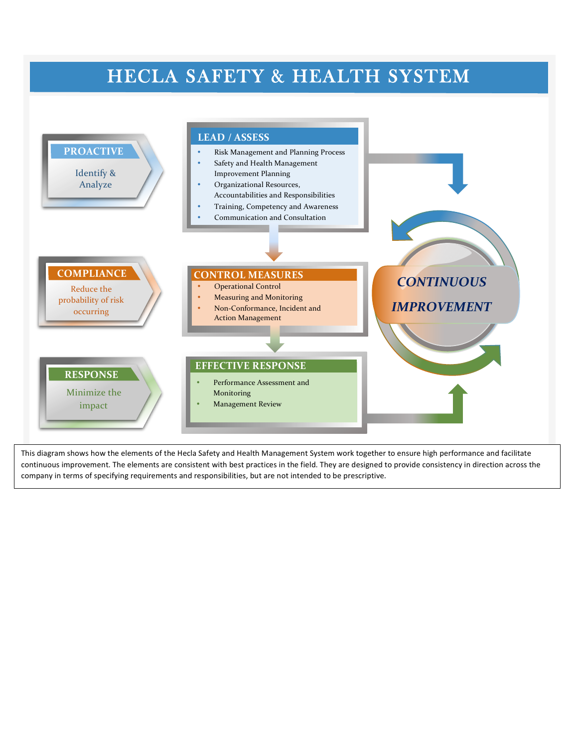# HECLA SAFETY & HEALTH SYSTEM

**PROACTIVE**

Identify & Analyze

## LEAD / ASSESS

- Risk Management and Planning Process
- Safety and Health Management Improvement Planning
- Organizational Resources, Accountabilities and Responsibilities
- Training, Competency and Awareness
- Communication and Consultation

**COMPLIANCE**

Reduce the probability of risk occurring

## CONTROL MEASURES

- Operational Control
- Measuring and Monitoring
- Non-Conformance, Incident and Action Management

**RESPONSE**

Minimize the impact

## EFFECTIVE RESPONSE

- Performance Assessment and Monitoring
- Management Review

***CONTINUOUS IMPROVEMENT***

This diagram shows how the elements of the Hecla Safety and Health Management System work together to ensure high performance and facilitate continuous improvement. The elements are consistent with best practices in the field. They are designed to provide consistency in direction across the company in terms of specifying requirements and responsibilities, but are not intended to be prescriptive.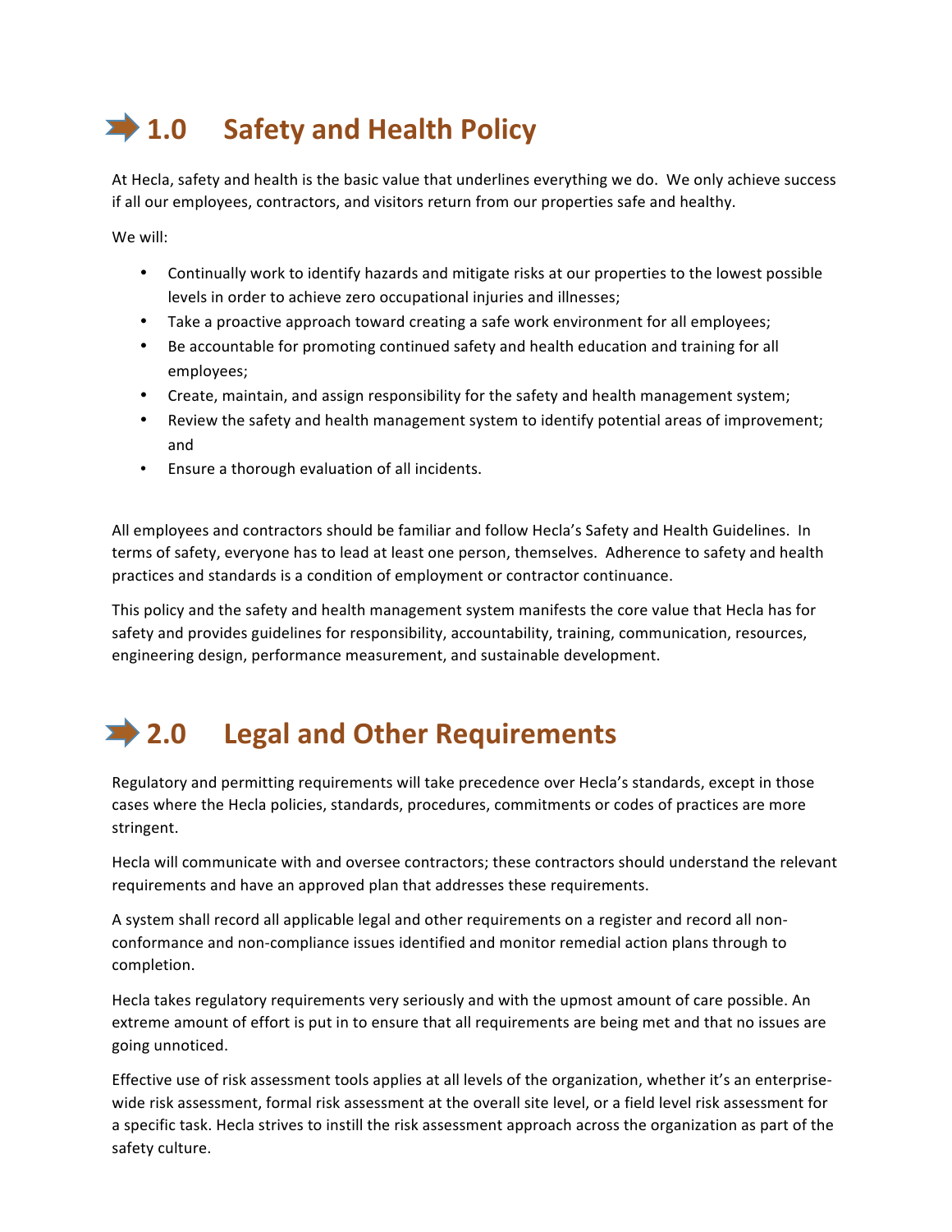# 1.0 Safety and Health Policy

At Hecla, safety and health is the basic value that underlines everything we do. We only achieve success if all our employees, contractors, and visitors return from our properties safe and healthy.

We will:

- Continually work to identify hazards and mitigate risks at our properties to the lowest possible levels in order to achieve zero occupational injuries and illnesses;
- Take a proactive approach toward creating a safe work environment for all employees;
- Be accountable for promoting continued safety and health education and training for all employees;
- Create, maintain, and assign responsibility for the safety and health management system;
- Review the safety and health management system to identify potential areas of improvement; and
- Ensure a thorough evaluation of all incidents.

All employees and contractors should be familiar and follow Hecla's Safety and Health Guidelines. In terms of safety, everyone has to lead at least one person, themselves. Adherence to safety and health practices and standards is a condition of employment or contractor continuance.

This policy and the safety and health management system manifests the core value that Hecla has for safety and provides guidelines for responsibility, accountability, training, communication, resources, engineering design, performance measurement, and sustainable development.

# 2.0 Legal and Other Requirements

Regulatory and permitting requirements will take precedence over Hecla's standards, except in those cases where the Hecla policies, standards, procedures, commitments or codes of practices are more stringent.

Hecla will communicate with and oversee contractors; these contractors should understand the relevant requirements and have an approved plan that addresses these requirements.

A system shall record all applicable legal and other requirements on a register and record all non-conformance and non-compliance issues identified and monitor remedial action plans through to completion.

Hecla takes regulatory requirements very seriously and with the upmost amount of care possible. An extreme amount of effort is put in to ensure that all requirements are being met and that no issues are going unnoticed.

Effective use of risk assessment tools applies at all levels of the organization, whether it's an enterprise-wide risk assessment, formal risk assessment at the overall site level, or a field level risk assessment for a specific task. Hecla strives to instill the risk assessment approach across the organization as part of the safety culture.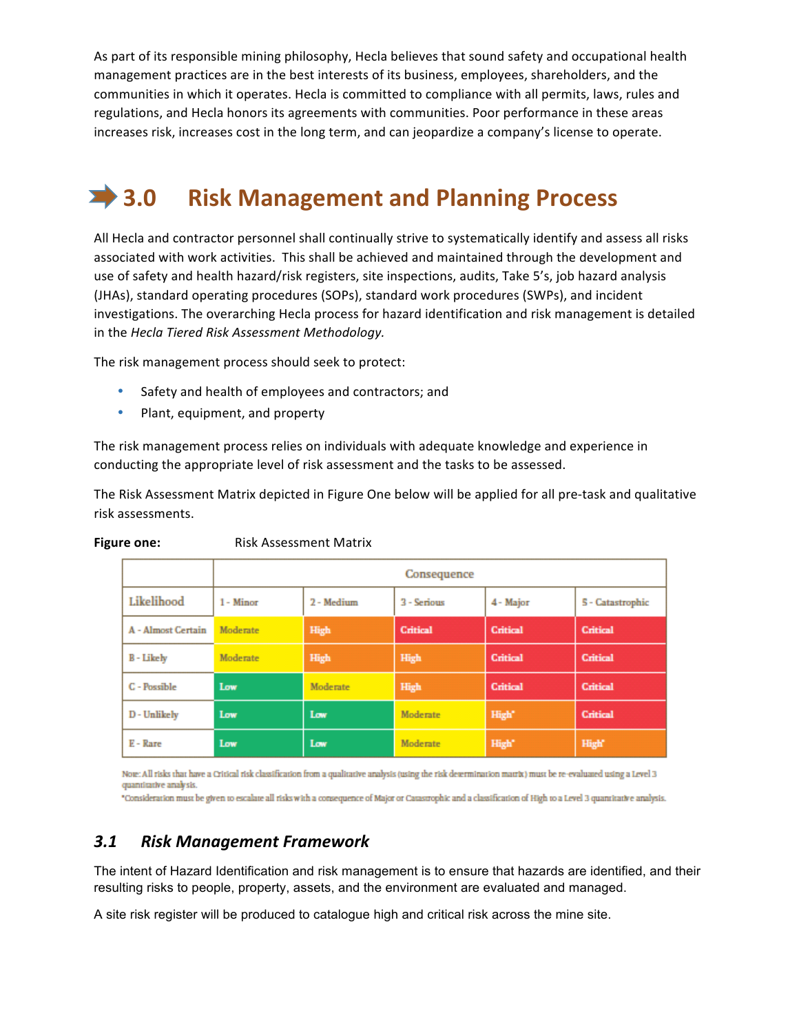As part of its responsible mining philosophy, Hecla believes that sound safety and occupational health management practices are in the best interests of its business, employees, shareholders, and the communities in which it operates. Hecla is committed to compliance with all permits, laws, rules and regulations, and Hecla honors its agreements with communities. Poor performance in these areas increases risk, increases cost in the long term, and can jeopardize a company's license to operate.

# 3.0 Risk Management and Planning Process

All Hecla and contractor personnel shall continually strive to systematically identify and assess all risks associated with work activities. This shall be achieved and maintained through the development and use of safety and health hazard/risk registers, site inspections, audits, Take 5's, job hazard analysis (JHAs), standard operating procedures (SOPs), standard work procedures (SWPs), and incident investigations. The overarching Hecla process for hazard identification and risk management is detailed in the *Hecla Tiered Risk Assessment Methodology.*

The risk management process should seek to protect:

- Safety and health of employees and contractors; and
- Plant, equipment, and property

The risk management process relies on individuals with adequate knowledge and experience in conducting the appropriate level of risk assessment and the tasks to be assessed.

The Risk Assessment Matrix depicted in Figure One below will be applied for all pre-task and qualitative risk assessments.

**Figure one:** Risk Assessment Matrix

| | Consequence | | | | |
|---|---|---|---|---|---|
| Likelihood | 1 - Minor | 2 - Medium | 3 - Serious | 4 - Major | 5 - Catastrophic |
| A - Almost Certain | Moderate | High | Critical | Critical | Critical |
| B - Likely | Moderate | High | High | Critical | Critical |
| C - Possible | Low | Moderate | High | Critical | Critical |
| D - Unlikely | Low | Low | Moderate | High* | Critical |
| E - Rare | Low | Low | Moderate | High* | High* |

Note: All risks that have a Critical risk classification from a qualitative analysis (using the risk determination matrix) must be re-evaluated using a Level 3 quantitative analysis.
*Consideration must be given to escalate all risks with a consequence of Major or Catastrophic and a classification of High to a Level 3 quantitative analysis.

## *3.1 Risk Management Framework*

The intent of Hazard Identification and risk management is to ensure that hazards are identified, and their resulting risks to people, property, assets, and the environment are evaluated and managed.

A site risk register will be produced to catalogue high and critical risk across the mine site.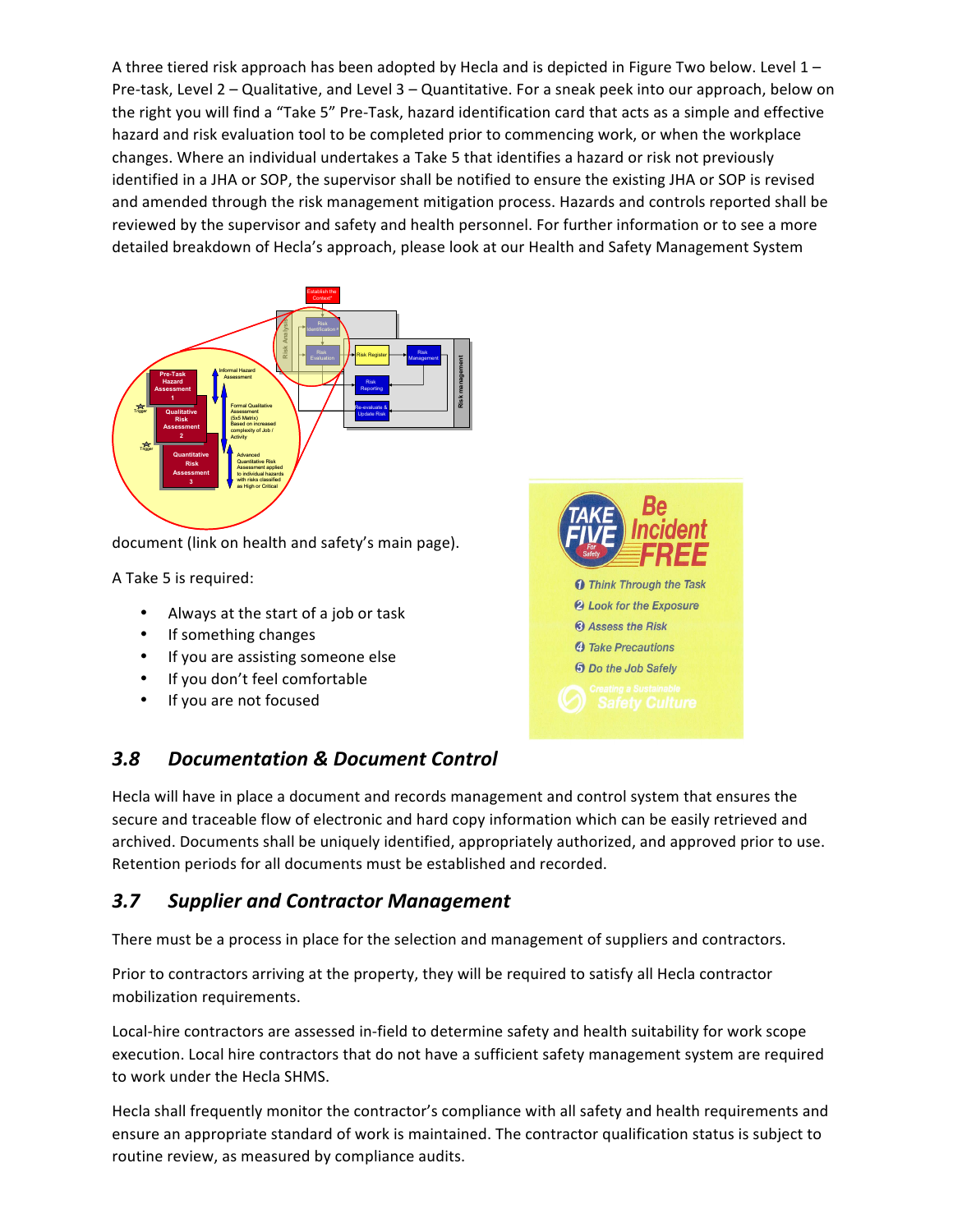A three tiered risk approach has been adopted by Hecla and is depicted in Figure Two below. Level 1 – Pre-task, Level 2 – Qualitative, and Level 3 – Quantitative. For a sneak peek into our approach, below on the right you will find a "Take 5" Pre-Task, hazard identification card that acts as a simple and effective hazard and risk evaluation tool to be completed prior to commencing work, or when the workplace changes. Where an individual undertakes a Take 5 that identifies a hazard or risk not previously identified in a JHA or SOP, the supervisor shall be notified to ensure the existing JHA or SOP is revised and amended through the risk management mitigation process. Hazards and controls reported shall be reviewed by the supervisor and safety and health personnel. For further information or to see a more detailed breakdown of Hecla's approach, please look at our Health and Safety Management System document (link on health and safety's main page).

A Take 5 is required:

- Always at the start of a job or task
- If something changes
- If you are assisting someone else
- If you don't feel comfortable
- If you are not focused

## 3.8 Documentation & Document Control

Hecla will have in place a document and records management and control system that ensures the secure and traceable flow of electronic and hard copy information which can be easily retrieved and archived. Documents shall be uniquely identified, appropriately authorized, and approved prior to use. Retention periods for all documents must be established and recorded.

## 3.7 Supplier and Contractor Management

There must be a process in place for the selection and management of suppliers and contractors.

Prior to contractors arriving at the property, they will be required to satisfy all Hecla contractor mobilization requirements.

Local-hire contractors are assessed in-field to determine safety and health suitability for work scope execution. Local hire contractors that do not have a sufficient safety management system are required to work under the Hecla SHMS.

Hecla shall frequently monitor the contractor's compliance with all safety and health requirements and ensure an appropriate standard of work is maintained. The contractor qualification status is subject to routine review, as measured by compliance audits.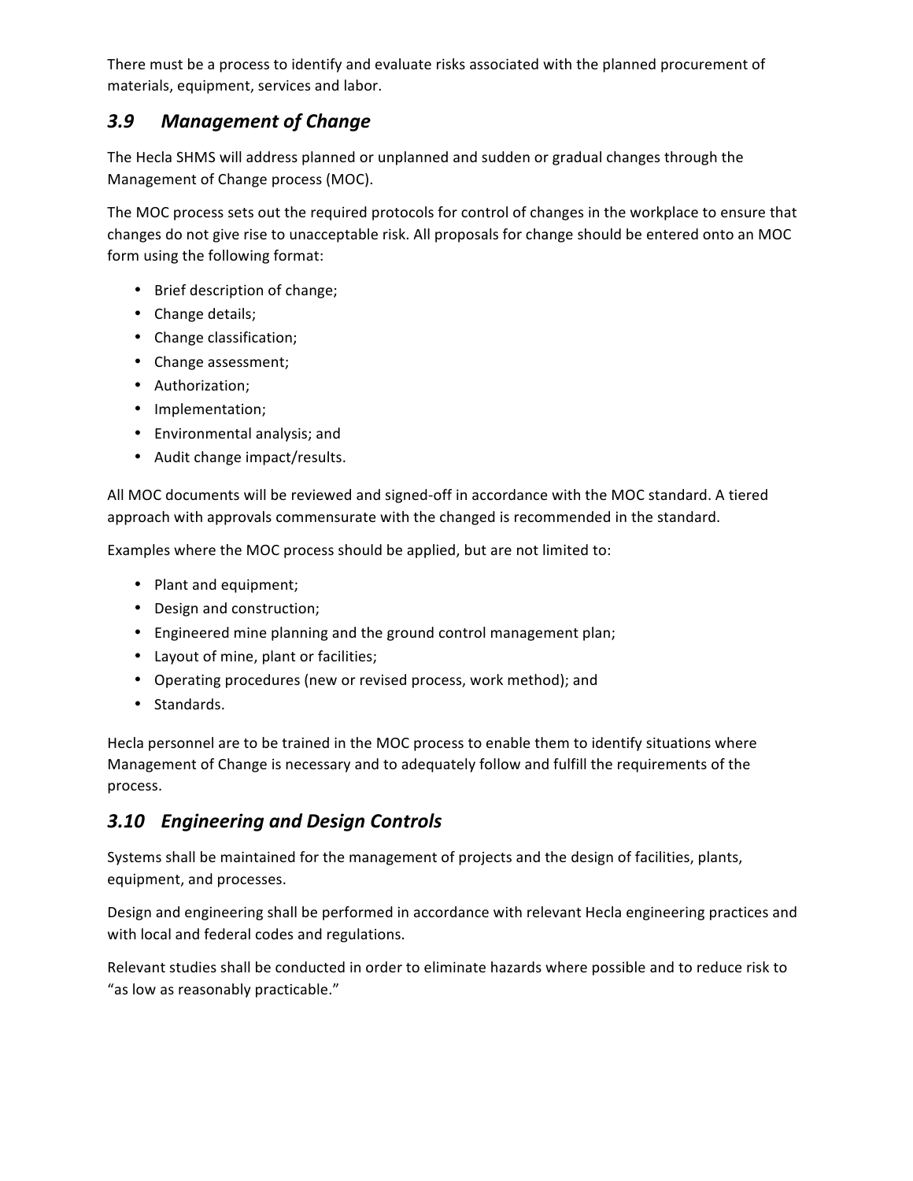There must be a process to identify and evaluate risks associated with the planned procurement of materials, equipment, services and labor.

## *3.9 Management of Change*

The Hecla SHMS will address planned or unplanned and sudden or gradual changes through the Management of Change process (MOC).

The MOC process sets out the required protocols for control of changes in the workplace to ensure that changes do not give rise to unacceptable risk. All proposals for change should be entered onto an MOC form using the following format:

- Brief description of change;
- Change details;
- Change classification;
- Change assessment;
- Authorization;
- Implementation;
- Environmental analysis; and
- Audit change impact/results.

All MOC documents will be reviewed and signed-off in accordance with the MOC standard. A tiered approach with approvals commensurate with the changed is recommended in the standard.

Examples where the MOC process should be applied, but are not limited to:

- Plant and equipment;
- Design and construction;
- Engineered mine planning and the ground control management plan;
- Layout of mine, plant or facilities;
- Operating procedures (new or revised process, work method); and
- Standards.

Hecla personnel are to be trained in the MOC process to enable them to identify situations where Management of Change is necessary and to adequately follow and fulfill the requirements of the process.

## *3.10 Engineering and Design Controls*

Systems shall be maintained for the management of projects and the design of facilities, plants, equipment, and processes.

Design and engineering shall be performed in accordance with relevant Hecla engineering practices and with local and federal codes and regulations.

Relevant studies shall be conducted in order to eliminate hazards where possible and to reduce risk to "as low as reasonably practicable."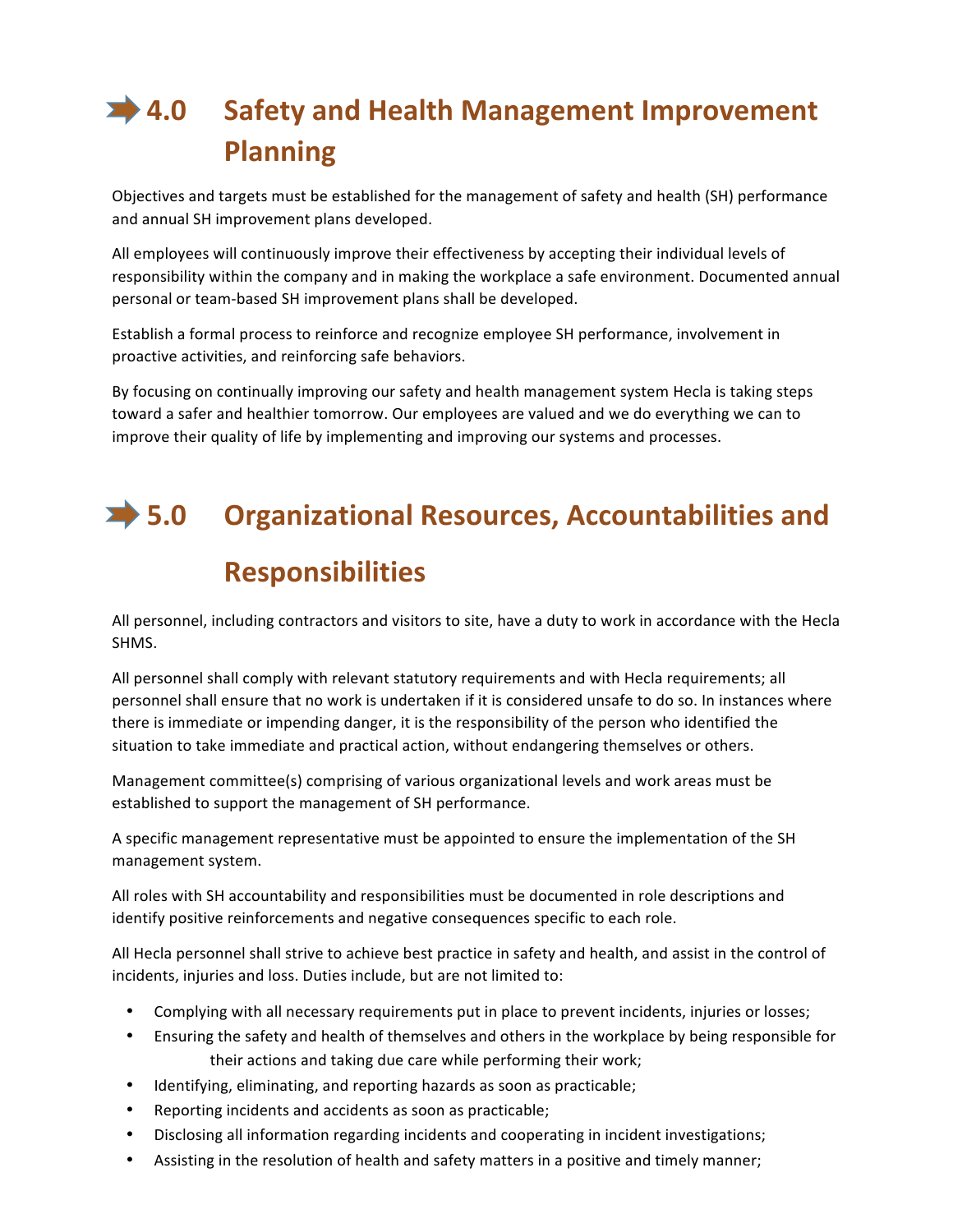# 4.0 Safety and Health Management Improvement Planning

Objectives and targets must be established for the management of safety and health (SH) performance and annual SH improvement plans developed.

All employees will continuously improve their effectiveness by accepting their individual levels of responsibility within the company and in making the workplace a safe environment. Documented annual personal or team-based SH improvement plans shall be developed.

Establish a formal process to reinforce and recognize employee SH performance, involvement in proactive activities, and reinforcing safe behaviors.

By focusing on continually improving our safety and health management system Hecla is taking steps toward a safer and healthier tomorrow. Our employees are valued and we do everything we can to improve their quality of life by implementing and improving our systems and processes.

# 5.0 Organizational Resources, Accountabilities and Responsibilities

All personnel, including contractors and visitors to site, have a duty to work in accordance with the Hecla SHMS.

All personnel shall comply with relevant statutory requirements and with Hecla requirements; all personnel shall ensure that no work is undertaken if it is considered unsafe to do so. In instances where there is immediate or impending danger, it is the responsibility of the person who identified the situation to take immediate and practical action, without endangering themselves or others.

Management committee(s) comprising of various organizational levels and work areas must be established to support the management of SH performance.

A specific management representative must be appointed to ensure the implementation of the SH management system.

All roles with SH accountability and responsibilities must be documented in role descriptions and identify positive reinforcements and negative consequences specific to each role.

All Hecla personnel shall strive to achieve best practice in safety and health, and assist in the control of incidents, injuries and loss. Duties include, but are not limited to:

- Complying with all necessary requirements put in place to prevent incidents, injuries or losses;
- Ensuring the safety and health of themselves and others in the workplace by being responsible for their actions and taking due care while performing their work;
- Identifying, eliminating, and reporting hazards as soon as practicable;
- Reporting incidents and accidents as soon as practicable;
- Disclosing all information regarding incidents and cooperating in incident investigations;
- Assisting in the resolution of health and safety matters in a positive and timely manner;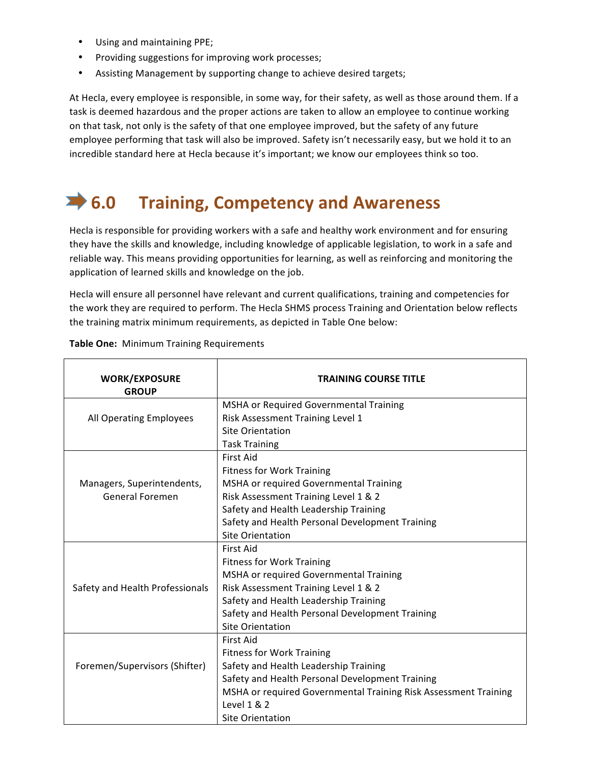- Using and maintaining PPE;
- Providing suggestions for improving work processes;
- Assisting Management by supporting change to achieve desired targets;

At Hecla, every employee is responsible, in some way, for their safety, as well as those around them. If a task is deemed hazardous and the proper actions are taken to allow an employee to continue working on that task, not only is the safety of that one employee improved, but the safety of any future employee performing that task will also be improved. Safety isn't necessarily easy, but we hold it to an incredible standard here at Hecla because it's important; we know our employees think so too.

## 6.0 Training, Competency and Awareness

Hecla is responsible for providing workers with a safe and healthy work environment and for ensuring they have the skills and knowledge, including knowledge of applicable legislation, to work in a safe and reliable way. This means providing opportunities for learning, as well as reinforcing and monitoring the application of learned skills and knowledge on the job.

Hecla will ensure all personnel have relevant and current qualifications, training and competencies for the work they are required to perform. The Hecla SHMS process Training and Orientation below reflects the training matrix minimum requirements, as depicted in Table One below:

**Table One:** Minimum Training Requirements

| WORK/EXPOSURE GROUP | TRAINING COURSE TITLE |
|---|---|
| All Operating Employees | MSHA or Required Governmental Training<br>Risk Assessment Training Level 1<br>Site Orientation<br>Task Training |
| Managers, Superintendents, General Foremen | First Aid<br>Fitness for Work Training<br>MSHA or required Governmental Training<br>Risk Assessment Training Level 1 & 2<br>Safety and Health Leadership Training<br>Safety and Health Personal Development Training<br>Site Orientation |
| Safety and Health Professionals | First Aid<br>Fitness for Work Training<br>MSHA or required Governmental Training<br>Risk Assessment Training Level 1 & 2<br>Safety and Health Leadership Training<br>Safety and Health Personal Development Training<br>Site Orientation |
| Foremen/Supervisors (Shifter) | First Aid<br>Fitness for Work Training<br>Safety and Health Leadership Training<br>Safety and Health Personal Development Training<br>MSHA or required Governmental Training Risk Assessment Training Level 1 & 2<br>Site Orientation |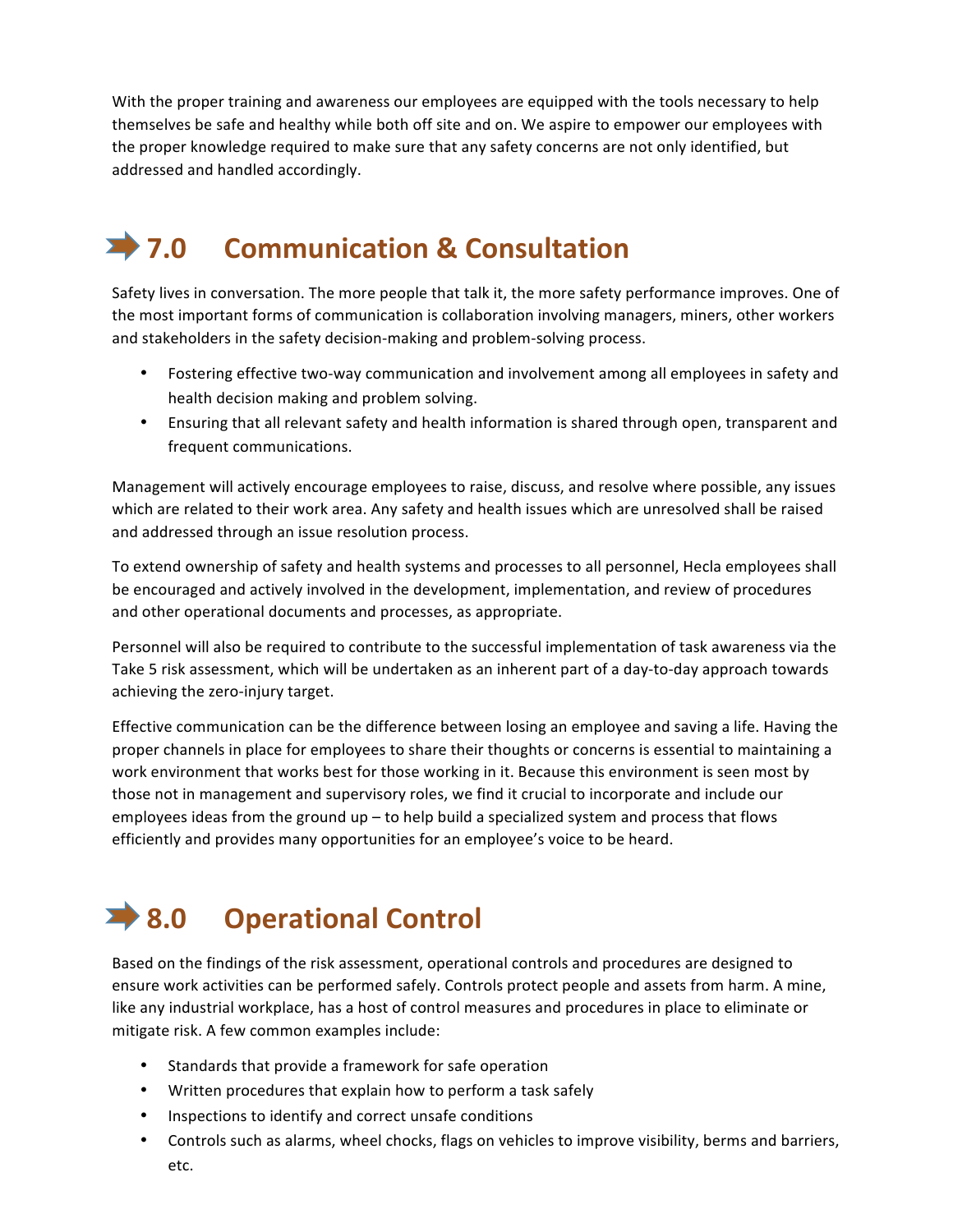With the proper training and awareness our employees are equipped with the tools necessary to help themselves be safe and healthy while both off site and on. We aspire to empower our employees with the proper knowledge required to make sure that any safety concerns are not only identified, but addressed and handled accordingly.

# 7.0 Communication & Consultation

Safety lives in conversation. The more people that talk it, the more safety performance improves. One of the most important forms of communication is collaboration involving managers, miners, other workers and stakeholders in the safety decision-making and problem-solving process.

- Fostering effective two-way communication and involvement among all employees in safety and health decision making and problem solving.
- Ensuring that all relevant safety and health information is shared through open, transparent and frequent communications.

Management will actively encourage employees to raise, discuss, and resolve where possible, any issues which are related to their work area. Any safety and health issues which are unresolved shall be raised and addressed through an issue resolution process.

To extend ownership of safety and health systems and processes to all personnel, Hecla employees shall be encouraged and actively involved in the development, implementation, and review of procedures and other operational documents and processes, as appropriate.

Personnel will also be required to contribute to the successful implementation of task awareness via the Take 5 risk assessment, which will be undertaken as an inherent part of a day-to-day approach towards achieving the zero-injury target.

Effective communication can be the difference between losing an employee and saving a life. Having the proper channels in place for employees to share their thoughts or concerns is essential to maintaining a work environment that works best for those working in it. Because this environment is seen most by those not in management and supervisory roles, we find it crucial to incorporate and include our employees ideas from the ground up – to help build a specialized system and process that flows efficiently and provides many opportunities for an employee's voice to be heard.

# 8.0 Operational Control

Based on the findings of the risk assessment, operational controls and procedures are designed to ensure work activities can be performed safely. Controls protect people and assets from harm. A mine, like any industrial workplace, has a host of control measures and procedures in place to eliminate or mitigate risk. A few common examples include:

- Standards that provide a framework for safe operation
- Written procedures that explain how to perform a task safely
- Inspections to identify and correct unsafe conditions
- Controls such as alarms, wheel chocks, flags on vehicles to improve visibility, berms and barriers, etc.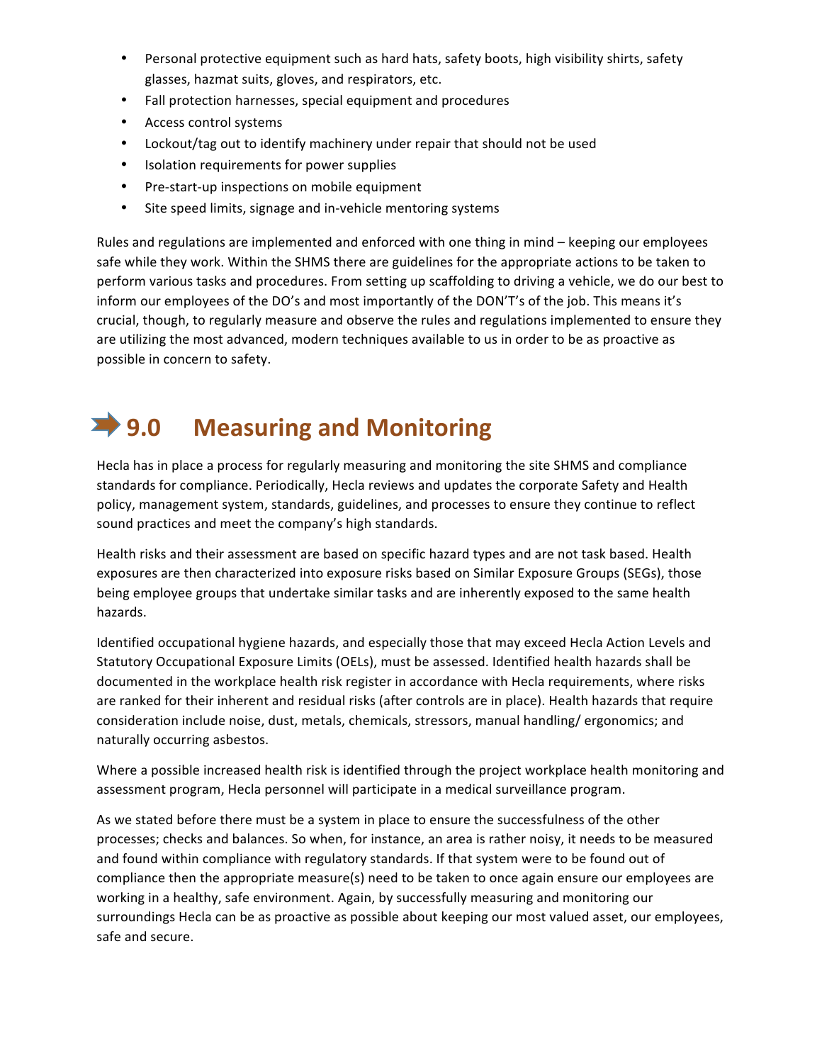- Personal protective equipment such as hard hats, safety boots, high visibility shirts, safety glasses, hazmat suits, gloves, and respirators, etc.
- Fall protection harnesses, special equipment and procedures
- Access control systems
- Lockout/tag out to identify machinery under repair that should not be used
- Isolation requirements for power supplies
- Pre-start-up inspections on mobile equipment
- Site speed limits, signage and in-vehicle mentoring systems

Rules and regulations are implemented and enforced with one thing in mind – keeping our employees safe while they work. Within the SHMS there are guidelines for the appropriate actions to be taken to perform various tasks and procedures. From setting up scaffolding to driving a vehicle, we do our best to inform our employees of the DO's and most importantly of the DON'T's of the job. This means it's crucial, though, to regularly measure and observe the rules and regulations implemented to ensure they are utilizing the most advanced, modern techniques available to us in order to be as proactive as possible in concern to safety.

# 9.0 Measuring and Monitoring

Hecla has in place a process for regularly measuring and monitoring the site SHMS and compliance standards for compliance. Periodically, Hecla reviews and updates the corporate Safety and Health policy, management system, standards, guidelines, and processes to ensure they continue to reflect sound practices and meet the company's high standards.

Health risks and their assessment are based on specific hazard types and are not task based. Health exposures are then characterized into exposure risks based on Similar Exposure Groups (SEGs), those being employee groups that undertake similar tasks and are inherently exposed to the same health hazards.

Identified occupational hygiene hazards, and especially those that may exceed Hecla Action Levels and Statutory Occupational Exposure Limits (OELs), must be assessed. Identified health hazards shall be documented in the workplace health risk register in accordance with Hecla requirements, where risks are ranked for their inherent and residual risks (after controls are in place). Health hazards that require consideration include noise, dust, metals, chemicals, stressors, manual handling/ ergonomics; and naturally occurring asbestos.

Where a possible increased health risk is identified through the project workplace health monitoring and assessment program, Hecla personnel will participate in a medical surveillance program.

As we stated before there must be a system in place to ensure the successfulness of the other processes; checks and balances. So when, for instance, an area is rather noisy, it needs to be measured and found within compliance with regulatory standards. If that system were to be found out of compliance then the appropriate measure(s) need to be taken to once again ensure our employees are working in a healthy, safe environment. Again, by successfully measuring and monitoring our surroundings Hecla can be as proactive as possible about keeping our most valued asset, our employees, safe and secure.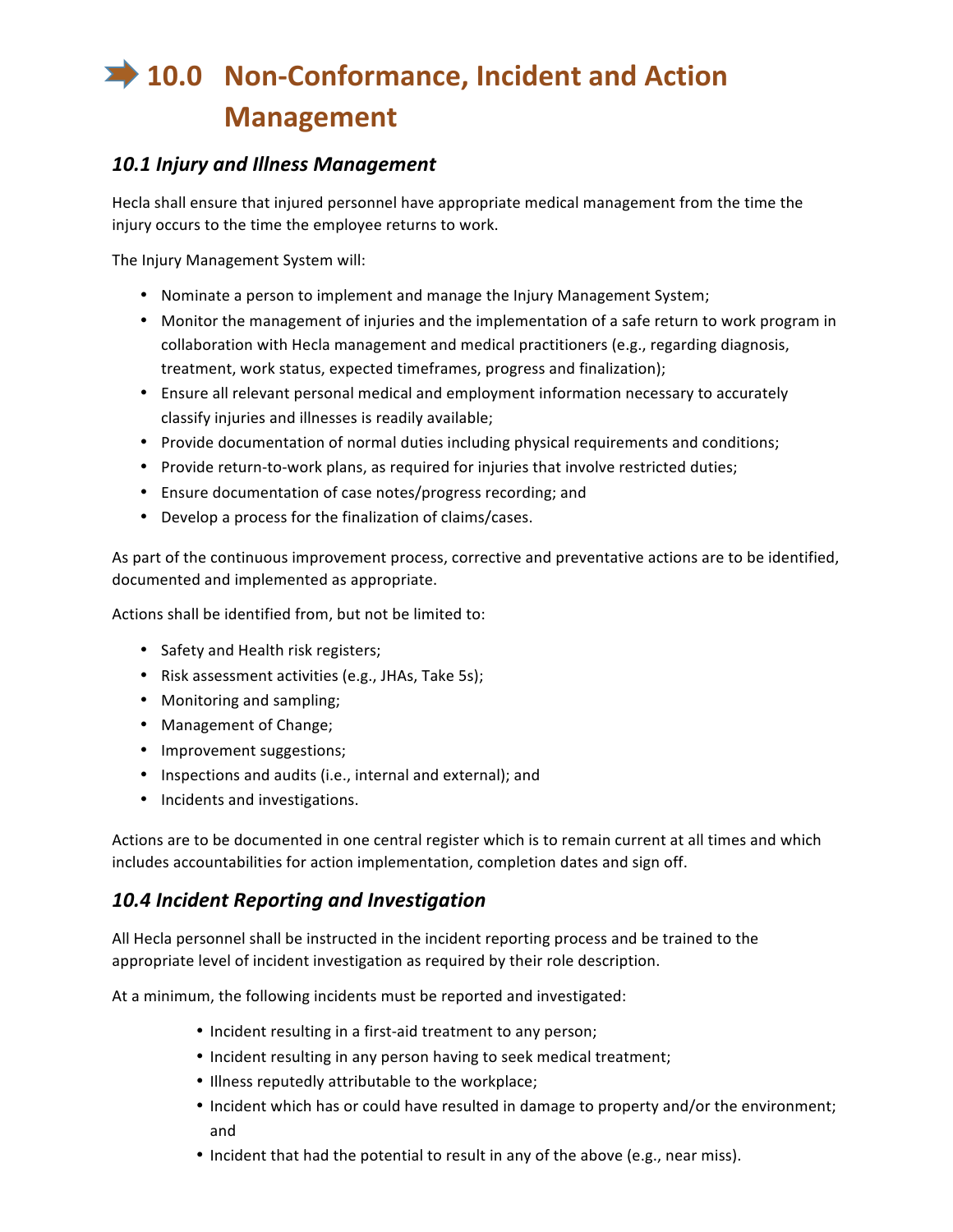# 10.0 Non-Conformance, Incident and Action Management

## *10.1 Injury and Illness Management*

Hecla shall ensure that injured personnel have appropriate medical management from the time the injury occurs to the time the employee returns to work.

The Injury Management System will:

- Nominate a person to implement and manage the Injury Management System;
- Monitor the management of injuries and the implementation of a safe return to work program in collaboration with Hecla management and medical practitioners (e.g., regarding diagnosis, treatment, work status, expected timeframes, progress and finalization);
- Ensure all relevant personal medical and employment information necessary to accurately classify injuries and illnesses is readily available;
- Provide documentation of normal duties including physical requirements and conditions;
- Provide return-to-work plans, as required for injuries that involve restricted duties;
- Ensure documentation of case notes/progress recording; and
- Develop a process for the finalization of claims/cases.

As part of the continuous improvement process, corrective and preventative actions are to be identified, documented and implemented as appropriate.

Actions shall be identified from, but not be limited to:

- Safety and Health risk registers;
- Risk assessment activities (e.g., JHAs, Take 5s);
- Monitoring and sampling;
- Management of Change;
- Improvement suggestions;
- Inspections and audits (i.e., internal and external); and
- Incidents and investigations.

Actions are to be documented in one central register which is to remain current at all times and which includes accountabilities for action implementation, completion dates and sign off.

## *10.4 Incident Reporting and Investigation*

All Hecla personnel shall be instructed in the incident reporting process and be trained to the appropriate level of incident investigation as required by their role description.

At a minimum, the following incidents must be reported and investigated:

- Incident resulting in a first-aid treatment to any person;
- Incident resulting in any person having to seek medical treatment;
- Illness reputedly attributable to the workplace;
- Incident which has or could have resulted in damage to property and/or the environment; and
- Incident that had the potential to result in any of the above (e.g., near miss).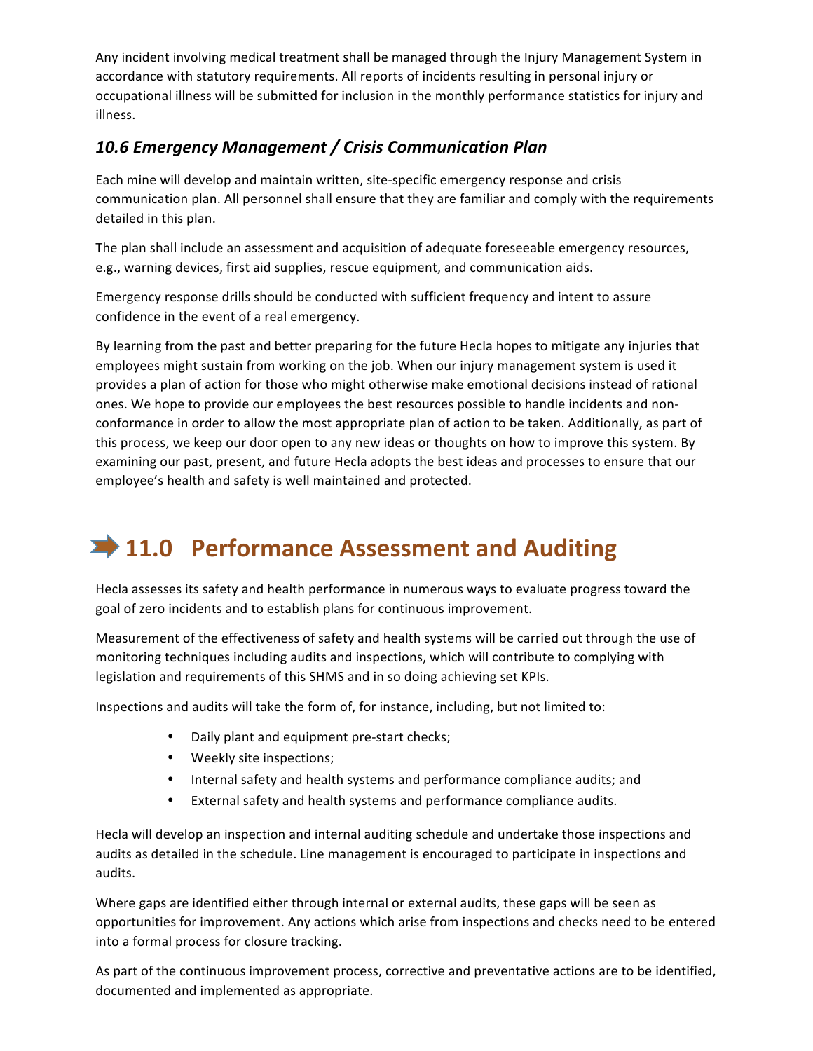Any incident involving medical treatment shall be managed through the Injury Management System in accordance with statutory requirements. All reports of incidents resulting in personal injury or occupational illness will be submitted for inclusion in the monthly performance statistics for injury and illness.

### *10.6 Emergency Management / Crisis Communication Plan*

Each mine will develop and maintain written, site-specific emergency response and crisis communication plan. All personnel shall ensure that they are familiar and comply with the requirements detailed in this plan.

The plan shall include an assessment and acquisition of adequate foreseeable emergency resources, e.g., warning devices, first aid supplies, rescue equipment, and communication aids.

Emergency response drills should be conducted with sufficient frequency and intent to assure confidence in the event of a real emergency.

By learning from the past and better preparing for the future Hecla hopes to mitigate any injuries that employees might sustain from working on the job. When our injury management system is used it provides a plan of action for those who might otherwise make emotional decisions instead of rational ones. We hope to provide our employees the best resources possible to handle incidents and non-conformance in order to allow the most appropriate plan of action to be taken. Additionally, as part of this process, we keep our door open to any new ideas or thoughts on how to improve this system. By examining our past, present, and future Hecla adopts the best ideas and processes to ensure that our employee's health and safety is well maintained and protected.

## 11.0 Performance Assessment and Auditing

Hecla assesses its safety and health performance in numerous ways to evaluate progress toward the goal of zero incidents and to establish plans for continuous improvement.

Measurement of the effectiveness of safety and health systems will be carried out through the use of monitoring techniques including audits and inspections, which will contribute to complying with legislation and requirements of this SHMS and in so doing achieving set KPIs.

Inspections and audits will take the form of, for instance, including, but not limited to:

- Daily plant and equipment pre-start checks;
- Weekly site inspections;
- Internal safety and health systems and performance compliance audits; and
- External safety and health systems and performance compliance audits.

Hecla will develop an inspection and internal auditing schedule and undertake those inspections and audits as detailed in the schedule. Line management is encouraged to participate in inspections and audits.

Where gaps are identified either through internal or external audits, these gaps will be seen as opportunities for improvement. Any actions which arise from inspections and checks need to be entered into a formal process for closure tracking.

As part of the continuous improvement process, corrective and preventative actions are to be identified, documented and implemented as appropriate.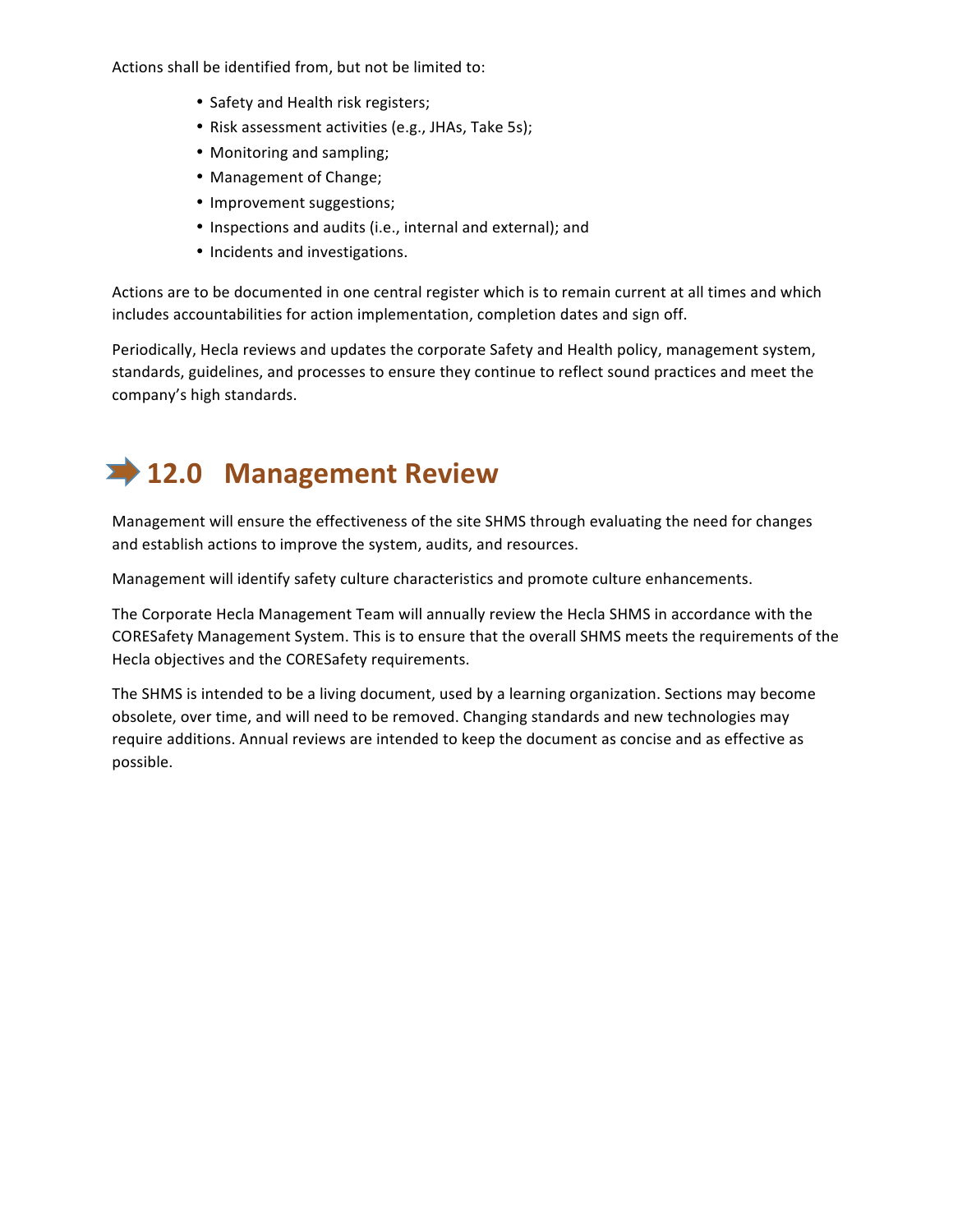Actions shall be identified from, but not be limited to:

- Safety and Health risk registers;
- Risk assessment activities (e.g., JHAs, Take 5s);
- Monitoring and sampling;
- Management of Change;
- Improvement suggestions;
- Inspections and audits (i.e., internal and external); and
- Incidents and investigations.

Actions are to be documented in one central register which is to remain current at all times and which includes accountabilities for action implementation, completion dates and sign off.

Periodically, Hecla reviews and updates the corporate Safety and Health policy, management system, standards, guidelines, and processes to ensure they continue to reflect sound practices and meet the company's high standards.

# 12.0 Management Review

Management will ensure the effectiveness of the site SHMS through evaluating the need for changes and establish actions to improve the system, audits, and resources.

Management will identify safety culture characteristics and promote culture enhancements.

The Corporate Hecla Management Team will annually review the Hecla SHMS in accordance with the CORESafety Management System. This is to ensure that the overall SHMS meets the requirements of the Hecla objectives and the CORESafety requirements.

The SHMS is intended to be a living document, used by a learning organization. Sections may become obsolete, over time, and will need to be removed. Changing standards and new technologies may require additions. Annual reviews are intended to keep the document as concise and as effective as possible.